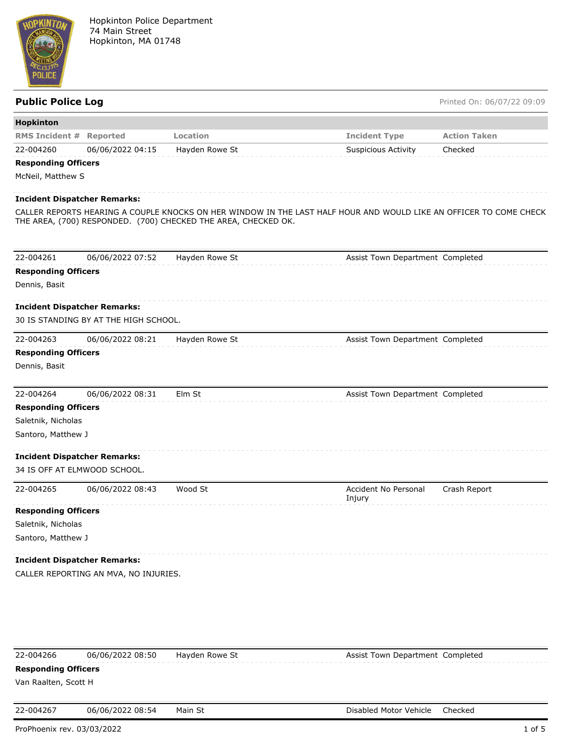Hopkinton Police Department
74 Main Street
Hopkinton, MA 01748

## Public Police Log

Printed On: 06/07/22 09:09

### Hopkinton

| RMS Incident # | Reported | Location | Incident Type | Action Taken |
|---|---|---|---|---|
| 22-004260 | 06/06/2022 04:15 | Hayden Rowe St | Suspicious Activity | Checked |

**Responding Officers**

McNeil, Matthew S

**Incident Dispatcher Remarks:**

CALLER REPORTS HEARING A COUPLE KNOCKS ON HER WINDOW IN THE LAST HALF HOUR AND WOULD LIKE AN OFFICER TO COME CHECK THE AREA, (700) RESPONDED. (700) CHECKED THE AREA, CHECKED OK.

| RMS Incident # | Reported | Location | Incident Type | Action Taken |
|---|---|---|---|---|
| 22-004261 | 06/06/2022 07:52 | Hayden Rowe St | Assist Town Department | Completed |

**Responding Officers**

Dennis, Basit

**Incident Dispatcher Remarks:**

30 IS STANDING BY AT THE HIGH SCHOOL.

| RMS Incident # | Reported | Location | Incident Type | Action Taken |
|---|---|---|---|---|
| 22-004263 | 06/06/2022 08:21 | Hayden Rowe St | Assist Town Department | Completed |

**Responding Officers**

Dennis, Basit

| RMS Incident # | Reported | Location | Incident Type | Action Taken |
|---|---|---|---|---|
| 22-004264 | 06/06/2022 08:31 | Elm St | Assist Town Department | Completed |

**Responding Officers**

Saletnik, Nicholas

Santoro, Matthew J

**Incident Dispatcher Remarks:**

34 IS OFF AT ELMWOOD SCHOOL.

| RMS Incident # | Reported | Location | Incident Type | Action Taken |
|---|---|---|---|---|
| 22-004265 | 06/06/2022 08:43 | Wood St | Accident No Personal Injury | Crash Report |

**Responding Officers**

Saletnik, Nicholas

Santoro, Matthew J

**Incident Dispatcher Remarks:**

CALLER REPORTING AN MVA, NO INJURIES.

| RMS Incident # | Reported | Location | Incident Type | Action Taken |
|---|---|---|---|---|
| 22-004266 | 06/06/2022 08:50 | Hayden Rowe St | Assist Town Department | Completed |

**Responding Officers**

Van Raalten, Scott H

| RMS Incident # | Reported | Location | Incident Type | Action Taken |
|---|---|---|---|---|
| 22-004267 | 06/06/2022 08:54 | Main St | Disabled Motor Vehicle | Checked |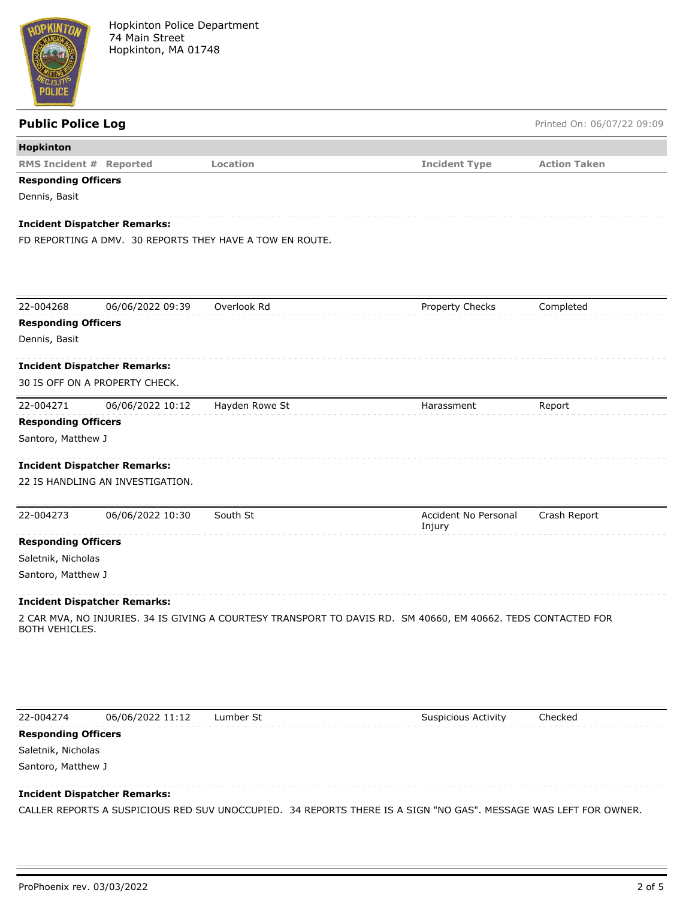Hopkinton Police Department
74 Main Street
Hopkinton, MA 01748

## Public Police Log

Printed On: 06/07/22 09:09

### Hopkinton

| RMS Incident # | Reported | Location | Incident Type | Action Taken |
|---|---|---|---|---|

**Responding Officers**

Dennis, Basit

**Incident Dispatcher Remarks:**

FD REPORTING A DMV. 30 REPORTS THEY HAVE A TOW EN ROUTE.

---

| 22-004268 | 06/06/2022 09:39 | Overlook Rd | Property Checks | Completed |
|---|---|---|---|---|

**Responding Officers**

Dennis, Basit

**Incident Dispatcher Remarks:**

30 IS OFF ON A PROPERTY CHECK.

---

| 22-004271 | 06/06/2022 10:12 | Hayden Rowe St | Harassment | Report |
|---|---|---|---|---|

**Responding Officers**

Santoro, Matthew J

**Incident Dispatcher Remarks:**

22 IS HANDLING AN INVESTIGATION.

---

| 22-004273 | 06/06/2022 10:30 | South St | Accident No Personal Injury | Crash Report |
|---|---|---|---|---|

**Responding Officers**

Saletnik, Nicholas

Santoro, Matthew J

**Incident Dispatcher Remarks:**

2 CAR MVA, NO INJURIES. 34 IS GIVING A COURTESY TRANSPORT TO DAVIS RD. SM 40660, EM 40662. TEDS CONTACTED FOR BOTH VEHICLES.

---

| 22-004274 | 06/06/2022 11:12 | Lumber St | Suspicious Activity | Checked |
|---|---|---|---|---|

**Responding Officers**

Saletnik, Nicholas

Santoro, Matthew J

**Incident Dispatcher Remarks:**

CALLER REPORTS A SUSPICIOUS RED SUV UNOCCUPIED. 34 REPORTS THERE IS A SIGN "NO GAS". MESSAGE WAS LEFT FOR OWNER.

ProPhoenix rev. 03/03/2022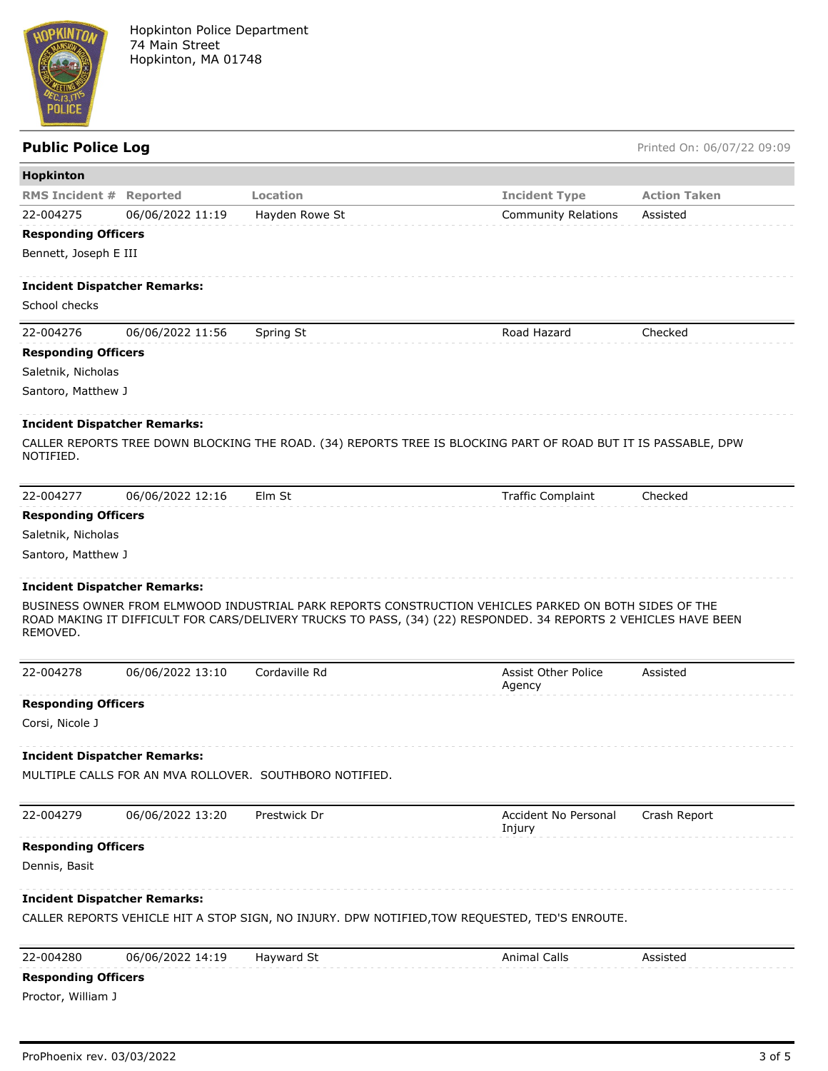Hopkinton Police Department
74 Main Street
Hopkinton, MA 01748

## Public Police Log

Printed On: 06/07/22 09:09

### Hopkinton

| RMS Incident # | Reported | Location | Incident Type | Action Taken |
|---|---|---|---|---|
| 22-004275 | 06/06/2022 11:19 | Hayden Rowe St | Community Relations | Assisted |

**Responding Officers**

Bennett, Joseph E III

**Incident Dispatcher Remarks:**

School checks

| RMS Incident # | Reported | Location | Incident Type | Action Taken |
|---|---|---|---|---|
| 22-004276 | 06/06/2022 11:56 | Spring St | Road Hazard | Checked |

**Responding Officers**

Saletnik, Nicholas

Santoro, Matthew J

**Incident Dispatcher Remarks:**

CALLER REPORTS TREE DOWN BLOCKING THE ROAD. (34) REPORTS TREE IS BLOCKING PART OF ROAD BUT IT IS PASSABLE, DPW NOTIFIED.

| RMS Incident # | Reported | Location | Incident Type | Action Taken |
|---|---|---|---|---|
| 22-004277 | 06/06/2022 12:16 | Elm St | Traffic Complaint | Checked |

**Responding Officers**

Saletnik, Nicholas

Santoro, Matthew J

**Incident Dispatcher Remarks:**

BUSINESS OWNER FROM ELMWOOD INDUSTRIAL PARK REPORTS CONSTRUCTION VEHICLES PARKED ON BOTH SIDES OF THE ROAD MAKING IT DIFFICULT FOR CARS/DELIVERY TRUCKS TO PASS, (34) (22) RESPONDED. 34 REPORTS 2 VEHICLES HAVE BEEN REMOVED.

| RMS Incident # | Reported | Location | Incident Type | Action Taken |
|---|---|---|---|---|
| 22-004278 | 06/06/2022 13:10 | Cordaville Rd | Assist Other Police Agency | Assisted |

**Responding Officers**

Corsi, Nicole J

**Incident Dispatcher Remarks:**

MULTIPLE CALLS FOR AN MVA ROLLOVER. SOUTHBORO NOTIFIED.

| RMS Incident # | Reported | Location | Incident Type | Action Taken |
|---|---|---|---|---|
| 22-004279 | 06/06/2022 13:20 | Prestwick Dr | Accident No Personal Injury | Crash Report |

**Responding Officers**

Dennis, Basit

**Incident Dispatcher Remarks:**

CALLER REPORTS VEHICLE HIT A STOP SIGN, NO INJURY. DPW NOTIFIED,TOW REQUESTED, TED'S ENROUTE.

| RMS Incident # | Reported | Location | Incident Type | Action Taken |
|---|---|---|---|---|
| 22-004280 | 06/06/2022 14:19 | Hayward St | Animal Calls | Assisted |

**Responding Officers**

Proctor, William J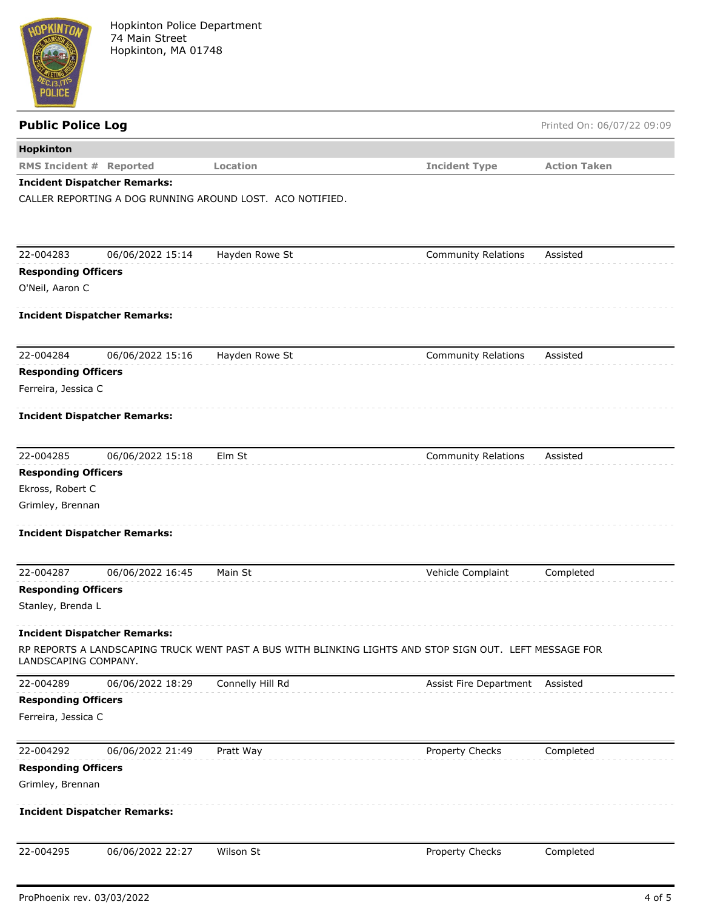Hopkinton Police Department
74 Main Street
Hopkinton, MA 01748

## Public Police Log

Printed On: 06/07/22 09:09

**Hopkinton**

| RMS Incident # | Reported | Location | Incident Type | Action Taken |
|---|---|---|---|---|

**Incident Dispatcher Remarks:**

CALLER REPORTING A DOG RUNNING AROUND LOST. ACO NOTIFIED.

| 22-004283 | 06/06/2022 15:14 | Hayden Rowe St | Community Relations | Assisted |
|---|---|---|---|---|

**Responding Officers**

O'Neil, Aaron C

**Incident Dispatcher Remarks:**

| 22-004284 | 06/06/2022 15:16 | Hayden Rowe St | Community Relations | Assisted |
|---|---|---|---|---|

**Responding Officers**

Ferreira, Jessica C

**Incident Dispatcher Remarks:**

| 22-004285 | 06/06/2022 15:18 | Elm St | Community Relations | Assisted |
|---|---|---|---|---|

**Responding Officers**

Ekross, Robert C

Grimley, Brennan

**Incident Dispatcher Remarks:**

| 22-004287 | 06/06/2022 16:45 | Main St | Vehicle Complaint | Completed |
|---|---|---|---|---|

**Responding Officers**

Stanley, Brenda L

**Incident Dispatcher Remarks:**

RP REPORTS A LANDSCAPING TRUCK WENT PAST A BUS WITH BLINKING LIGHTS AND STOP SIGN OUT. LEFT MESSAGE FOR LANDSCAPING COMPANY.

| 22-004289 | 06/06/2022 18:29 | Connelly Hill Rd | Assist Fire Department | Assisted |
|---|---|---|---|---|

**Responding Officers**

Ferreira, Jessica C

| 22-004292 | 06/06/2022 21:49 | Pratt Way | Property Checks | Completed |
|---|---|---|---|---|

**Responding Officers**

Grimley, Brennan

**Incident Dispatcher Remarks:**

| 22-004295 | 06/06/2022 22:27 | Wilson St | Property Checks | Completed |
|---|---|---|---|---|

ProPhoenix rev. 03/03/2022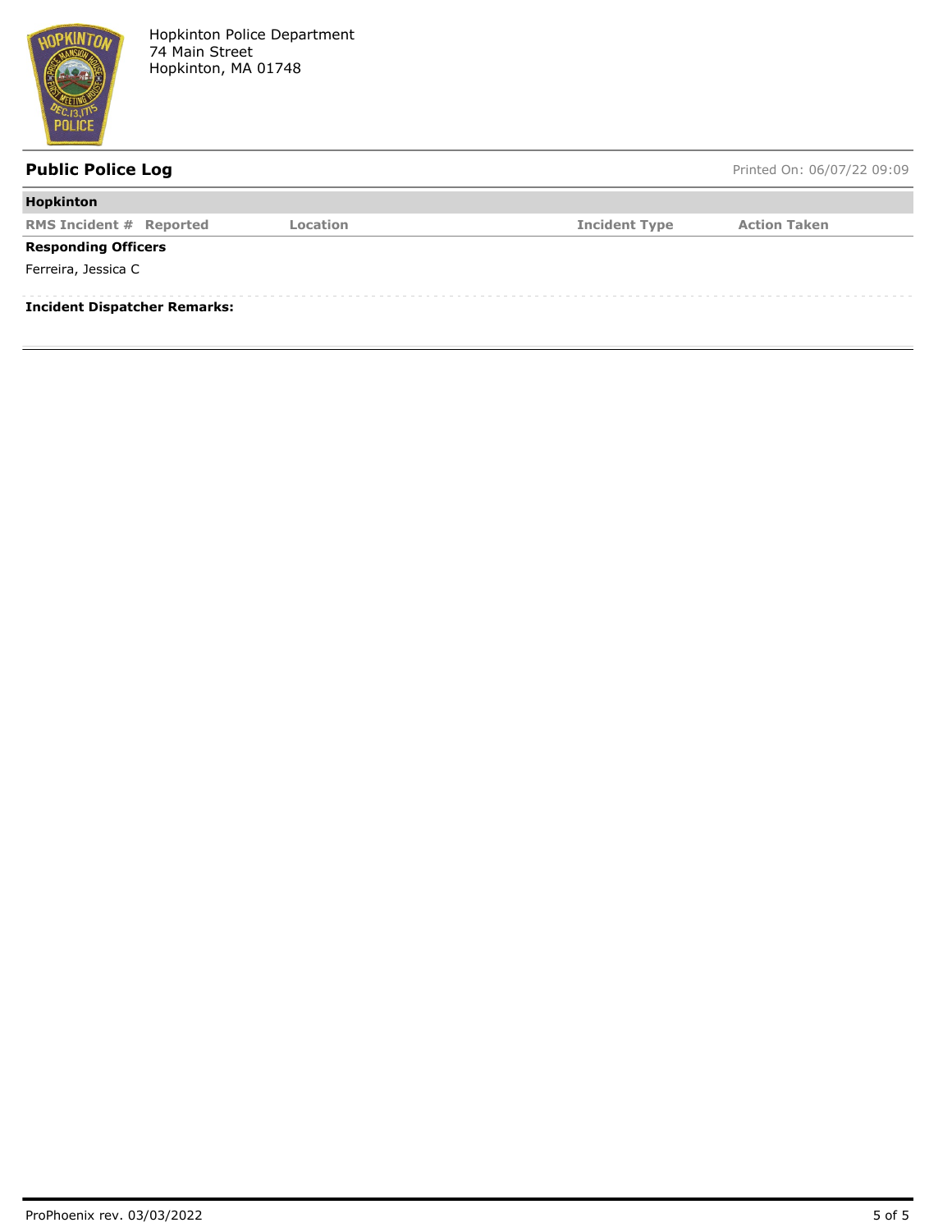Hopkinton Police Department
74 Main Street
Hopkinton, MA 01748

## Public Police Log

Printed On: 06/07/22 09:09

**Hopkinton**

| RMS Incident # | Reported | Location | Incident Type | Action Taken |
|---|---|---|---|---|

**Responding Officers**

Ferreira, Jessica C

**Incident Dispatcher Remarks:**